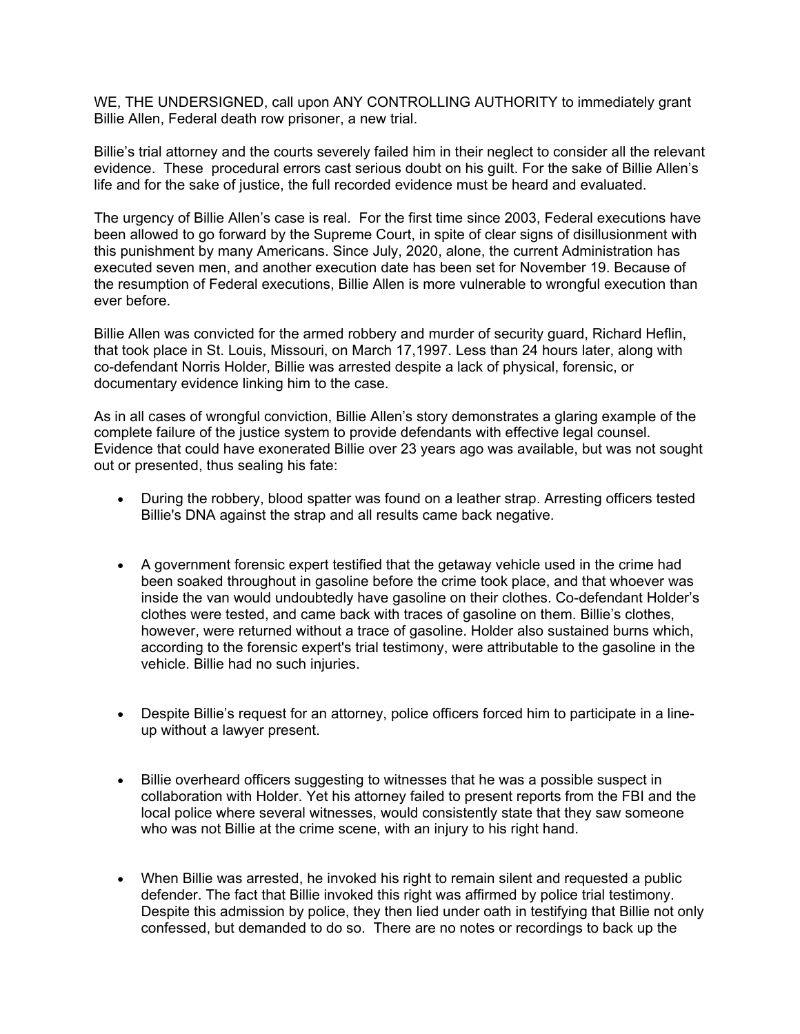WE, THE UNDERSIGNED, call upon ANY CONTROLLING AUTHORITY to immediately grant Billie Allen, Federal death row prisoner, a new trial.

Billie's trial attorney and the courts severely failed him in their neglect to consider all the relevant evidence. These procedural errors cast serious doubt on his guilt. For the sake of Billie Allen's life and for the sake of justice, the full recorded evidence must be heard and evaluated.

The urgency of Billie Allen's case is real. For the first time since 2003, Federal executions have been allowed to go forward by the Supreme Court, in spite of clear signs of disillusionment with this punishment by many Americans. Since July, 2020, alone, the current Administration has executed seven men, and another execution date has been set for November 19. Because of the resumption of Federal executions, Billie Allen is more vulnerable to wrongful execution than ever before.

Billie Allen was convicted for the armed robbery and murder of security guard, Richard Heflin, that took place in St. Louis, Missouri, on March 17,1997. Less than 24 hours later, along with co-defendant Norris Holder, Billie was arrested despite a lack of physical, forensic, or documentary evidence linking him to the case.

As in all cases of wrongful conviction, Billie Allen's story demonstrates a glaring example of the complete failure of the justice system to provide defendants with effective legal counsel. Evidence that could have exonerated Billie over 23 years ago was available, but was not sought out or presented, thus sealing his fate:

- During the robbery, blood spatter was found on a leather strap. Arresting officers tested Billie's DNA against the strap and all results came back negative.
- A government forensic expert testified that the getaway vehicle used in the crime had been soaked throughout in gasoline before the crime took place, and that whoever was inside the van would undoubtedly have gasoline on their clothes. Co-defendant Holder's clothes were tested, and came back with traces of gasoline on them. Billie's clothes, however, were returned without a trace of gasoline. Holder also sustained burns which, according to the forensic expert's trial testimony, were attributable to the gasoline in the vehicle. Billie had no such injuries.
- Despite Billie's request for an attorney, police officers forced him to participate in a line-up without a lawyer present.
- Billie overheard officers suggesting to witnesses that he was a possible suspect in collaboration with Holder. Yet his attorney failed to present reports from the FBI and the local police where several witnesses, would consistently state that they saw someone who was not Billie at the crime scene, with an injury to his right hand.
- When Billie was arrested, he invoked his right to remain silent and requested a public defender. The fact that Billie invoked this right was affirmed by police trial testimony. Despite this admission by police, they then lied under oath in testifying that Billie not only confessed, but demanded to do so. There are no notes or recordings to back up the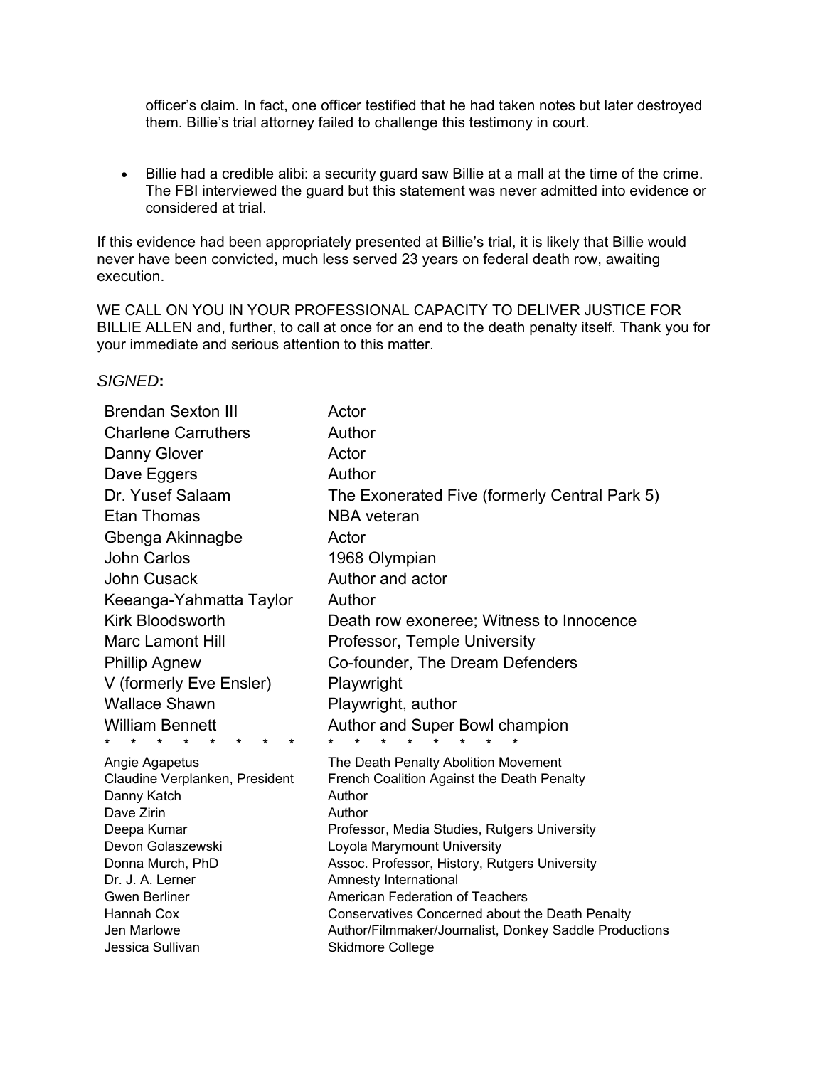officer’s claim. In fact, one officer testified that he had taken notes but later destroyed them. Billie’s trial attorney failed to challenge this testimony in court.

- Billie had a credible alibi: a security guard saw Billie at a mall at the time of the crime. The FBI interviewed the guard but this statement was never admitted into evidence or considered at trial.

If this evidence had been appropriately presented at Billie’s trial, it is likely that Billie would never have been convicted, much less served 23 years on federal death row, awaiting execution.

WE CALL ON YOU IN YOUR PROFESSIONAL CAPACITY TO DELIVER JUSTICE FOR BILLIE ALLEN and, further, to call at once for an end to the death penalty itself. Thank you for your immediate and serious attention to this matter.

*SIGNED***:**

| | |
|---|---|
| Brendan Sexton III | Actor |
| Charlene Carruthers | Author |
| Danny Glover | Actor |
| Dave Eggers | Author |
| Dr. Yusef Salaam | The Exonerated Five (formerly Central Park 5) |
| Etan Thomas | NBA veteran |
| Gbenga Akinnagbe | Actor |
| John Carlos | 1968 Olympian |
| John Cusack | Author and actor |
| Keeanga-Yahmatta Taylor | Author |
| Kirk Bloodsworth | Death row exoneree; Witness to Innocence |
| Marc Lamont Hill | Professor, Temple University |
| Phillip Agnew | Co-founder, The Dream Defenders |
| V (formerly Eve Ensler) | Playwright |
| Wallace Shawn | Playwright, author |
| William Bennett | Author and Super Bowl champion |
| * * * * * * * * | * * * * * * * * |
| Angie Agapetus | The Death Penalty Abolition Movement |
| Claudine Verplanken, President | French Coalition Against the Death Penalty |
| Danny Katch | Author |
| Dave Zirin | Author |
| Deepa Kumar | Professor, Media Studies, Rutgers University |
| Devon Golaszewski | Loyola Marymount University |
| Donna Murch, PhD | Assoc. Professor, History, Rutgers University |
| Dr. J. A. Lerner | Amnesty International |
| Gwen Berliner | American Federation of Teachers |
| Hannah Cox | Conservatives Concerned about the Death Penalty |
| Jen Marlowe | Author/Filmmaker/Journalist, Donkey Saddle Productions |
| Jessica Sullivan | Skidmore College |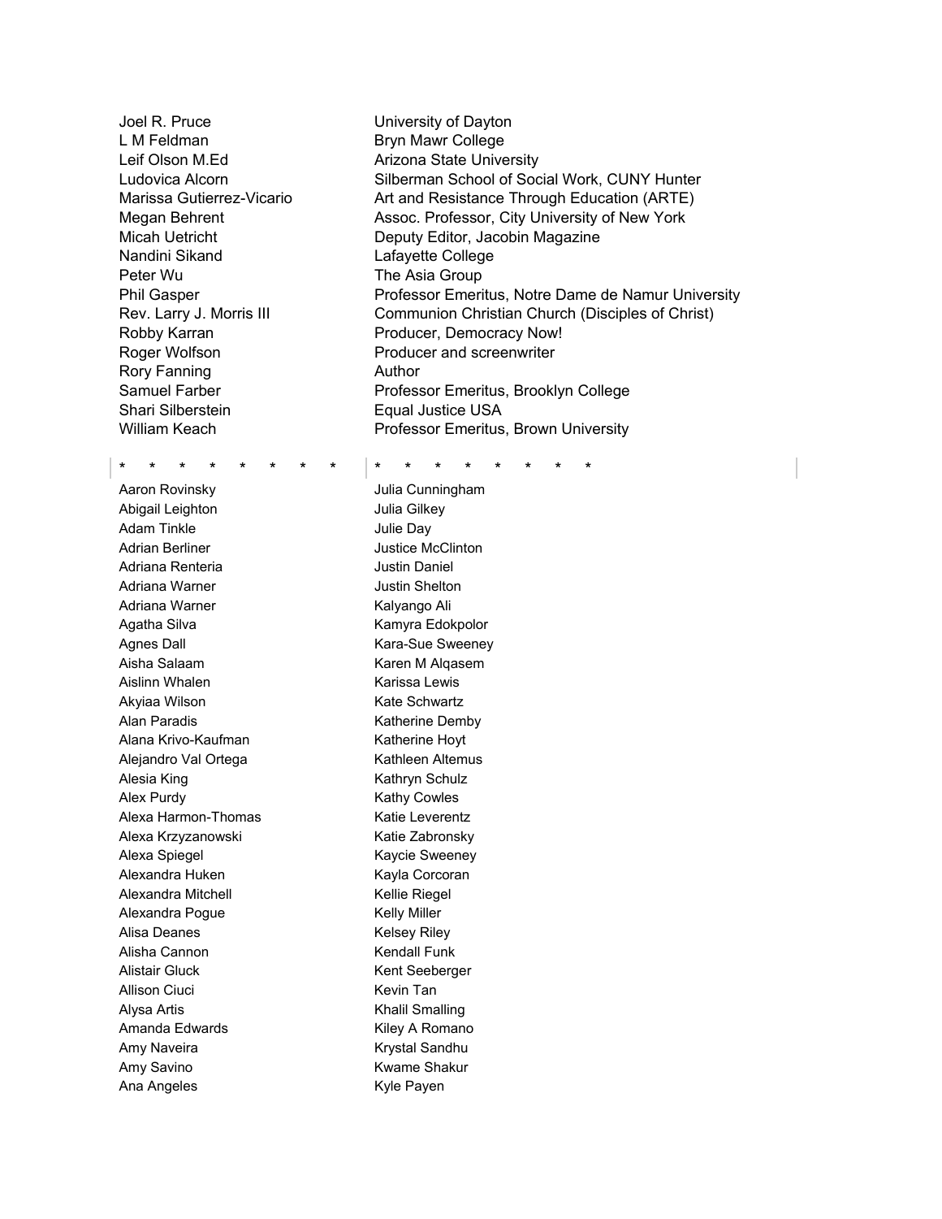| | |
|---|---|
| Joel R. Pruce | University of Dayton |
| L M Feldman | Bryn Mawr College |
| Leif Olson M.Ed | Arizona State University |
| Ludovica Alcorn | Silberman School of Social Work, CUNY Hunter |
| Marissa Gutierrez-Vicario | Art and Resistance Through Education (ARTE) |
| Megan Behrent | Assoc. Professor, City University of New York |
| Micah Uetricht | Deputy Editor, Jacobin Magazine |
| Nandini Sikand | Lafayette College |
| Peter Wu | The Asia Group |
| Phil Gasper | Professor Emeritus, Notre Dame de Namur University |
| Rev. Larry J. Morris III | Communion Christian Church (Disciples of Christ) |
| Robby Karran | Producer, Democracy Now! |
| Roger Wolfson | Producer and screenwriter |
| Rory Fanning | Author |
| Samuel Farber | Professor Emeritus, Brooklyn College |
| Shari Silberstein | Equal Justice USA |
| William Keach | Professor Emeritus, Brown University |

\* \* \* \* \* \* \* \*

Aaron Rovinsky
Abigail Leighton
Adam Tinkle
Adrian Berliner
Adriana Renteria
Adriana Warner
Adriana Warner
Agatha Silva
Agnes Dall
Aisha Salaam
Aislinn Whalen
Akyiaa Wilson
Alan Paradis
Alana Krivo-Kaufman
Alejandro Val Ortega
Alesia King
Alex Purdy
Alexa Harmon-Thomas
Alexa Krzyzanowski
Alexa Spiegel
Alexandra Huken
Alexandra Mitchell
Alexandra Pogue
Alisa Deanes
Alisha Cannon
Alistair Gluck
Allison Ciuci
Alysa Artis
Amanda Edwards
Amy Naveira
Amy Savino
Ana Angeles
Julia Cunningham
Julia Gilkey
Julie Day
Justice McClinton
Justin Daniel
Justin Shelton
Kalyango Ali
Kamyra Edokpolor
Kara-Sue Sweeney
Karen M Alqasem
Karissa Lewis
Kate Schwartz
Katherine Demby
Katherine Hoyt
Kathleen Altemus
Kathryn Schulz
Kathy Cowles
Katie Leverentz
Katie Zabronsky
Kaycie Sweeney
Kayla Corcoran
Kellie Riegel
Kelly Miller
Kelsey Riley
Kendall Funk
Kent Seeberger
Kevin Tan
Khalil Smalling
Kiley A Romano
Krystal Sandhu
Kwame Shakur
Kyle Payen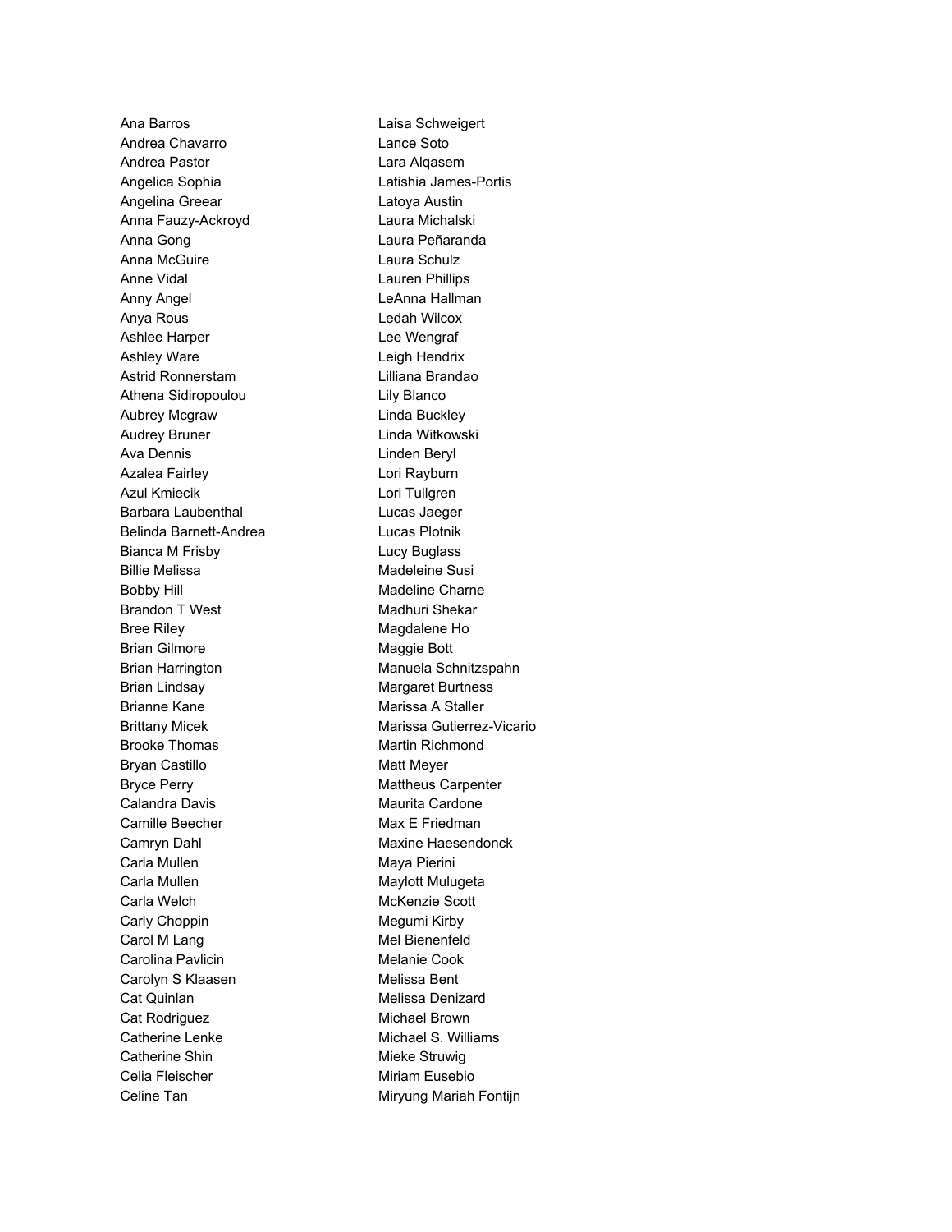Ana Barros
Andrea Chavarro
Andrea Pastor
Angelica Sophia
Angelina Greear
Anna Fauzy-Ackroyd
Anna Gong
Anna McGuire
Anne Vidal
Anny Angel
Anya Rous
Ashlee Harper
Ashley Ware
Astrid Ronnerstam
Athena Sidiropoulou
Aubrey Mcgraw
Audrey Bruner
Ava Dennis
Azalea Fairley
Azul Kmiecik
Barbara Laubenthal
Belinda Barnett-Andrea
Bianca M Frisby
Billie Melissa
Bobby Hill
Brandon T West
Bree Riley
Brian Gilmore
Brian Harrington
Brian Lindsay
Brianne Kane
Brittany Micek
Brooke Thomas
Bryan Castillo
Bryce Perry
Calandra Davis
Camille Beecher
Camryn Dahl
Carla Mullen
Carla Mullen
Carla Welch
Carly Choppin
Carol M Lang
Carolina Pavlicin
Carolyn S Klaasen
Cat Quinlan
Cat Rodriguez
Catherine Lenke
Catherine Shin
Celia Fleischer
Celine Tan
Laisa Schweigert
Lance Soto
Lara Alqasem
Latishia James-Portis
Latoya Austin
Laura Michalski
Laura Peñaranda
Laura Schulz
Lauren Phillips
LeAnna Hallman
Ledah Wilcox
Lee Wengraf
Leigh Hendrix
Lilliana Brandao
Lily Blanco
Linda Buckley
Linda Witkowski
Linden Beryl
Lori Rayburn
Lori Tullgren
Lucas Jaeger
Lucas Plotnik
Lucy Buglass
Madeleine Susi
Madeline Charne
Madhuri Shekar
Magdalene Ho
Maggie Bott
Manuela Schnitzspahn
Margaret Burtness
Marissa A Staller
Marissa Gutierrez-Vicario
Martin Richmond
Matt Meyer
Mattheus Carpenter
Maurita Cardone
Max E Friedman
Maxine Haesendonck
Maya Pierini
Maylott Mulugeta
McKenzie Scott
Megumi Kirby
Mel Bienenfeld
Melanie Cook
Melissa Bent
Melissa Denizard
Michael Brown
Michael S. Williams
Mieke Struwig
Miriam Eusebio
Miryung Mariah Fontijn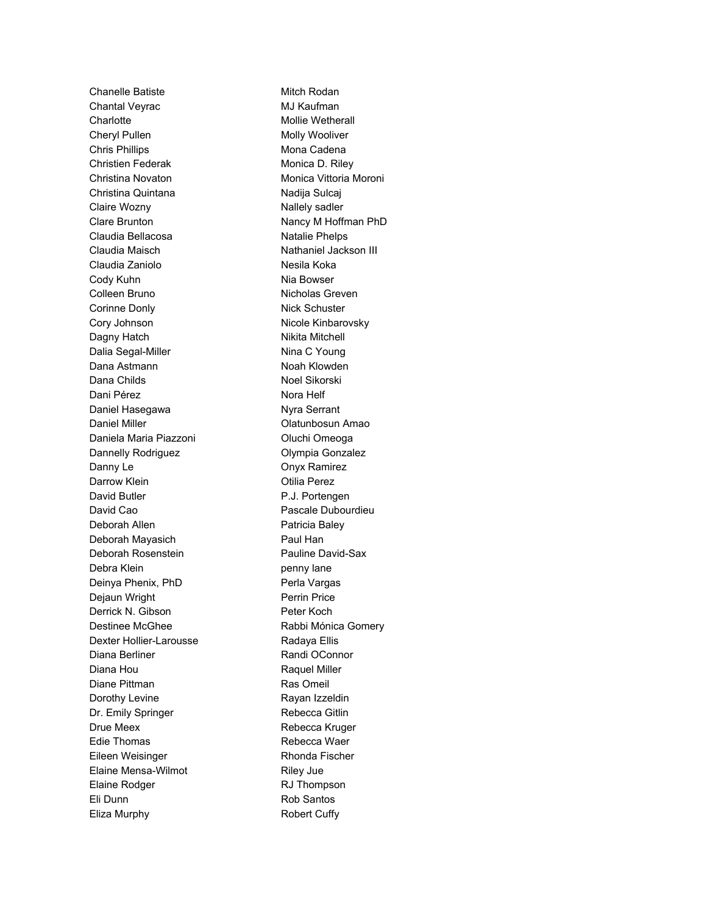Chanelle Batiste
Chantal Veyrac
Charlotte
Cheryl Pullen
Chris Phillips
Christien Federak
Christina Novaton
Christina Quintana
Claire Wozny
Clare Brunton
Claudia Bellacosa
Claudia Maisch
Claudia Zaniolo
Cody Kuhn
Colleen Bruno
Corinne Donly
Cory Johnson
Dagny Hatch
Dalia Segal-Miller
Dana Astmann
Dana Childs
Dani Pérez
Daniel Hasegawa
Daniel Miller
Daniela Maria Piazzoni
Dannelly Rodriguez
Danny Le
Darrow Klein
David Butler
David Cao
Deborah Allen
Deborah Mayasich
Deborah Rosenstein
Debra Klein
Deinya Phenix, PhD
Dejaun Wright
Derrick N. Gibson
Destinee McGhee
Dexter Hollier-Larousse
Diana Berliner
Diana Hou
Diane Pittman
Dorothy Levine
Dr. Emily Springer
Drue Meex
Edie Thomas
Eileen Weisinger
Elaine Mensa-Wilmot
Elaine Rodger
Eli Dunn
Eliza Murphy
Mitch Rodan
MJ Kaufman
Mollie Wetherall
Molly Wooliver
Mona Cadena
Monica D. Riley
Monica Vittoria Moroni
Nadija Sulcaj
Nallely sadler
Nancy M Hoffman PhD
Natalie Phelps
Nathaniel Jackson III
Nesila Koka
Nia Bowser
Nicholas Greven
Nick Schuster
Nicole Kinbarovsky
Nikita Mitchell
Nina C Young
Noah Klowden
Noel Sikorski
Nora Helf
Nyra Serrant
Olatunbosun Amao
Oluchi Omeoga
Olympia Gonzalez
Onyx Ramirez
Otilia Perez
P.J. Portengen
Pascale Dubourdieu
Patricia Baley
Paul Han
Pauline David-Sax
penny lane
Perla Vargas
Perrin Price
Peter Koch
Rabbi Mónica Gomery
Radaya Ellis
Randi OConnor
Raquel Miller
Ras Omeil
Rayan Izzeldin
Rebecca Gitlin
Rebecca Kruger
Rebecca Waer
Rhonda Fischer
Riley Jue
RJ Thompson
Rob Santos
Robert Cuffy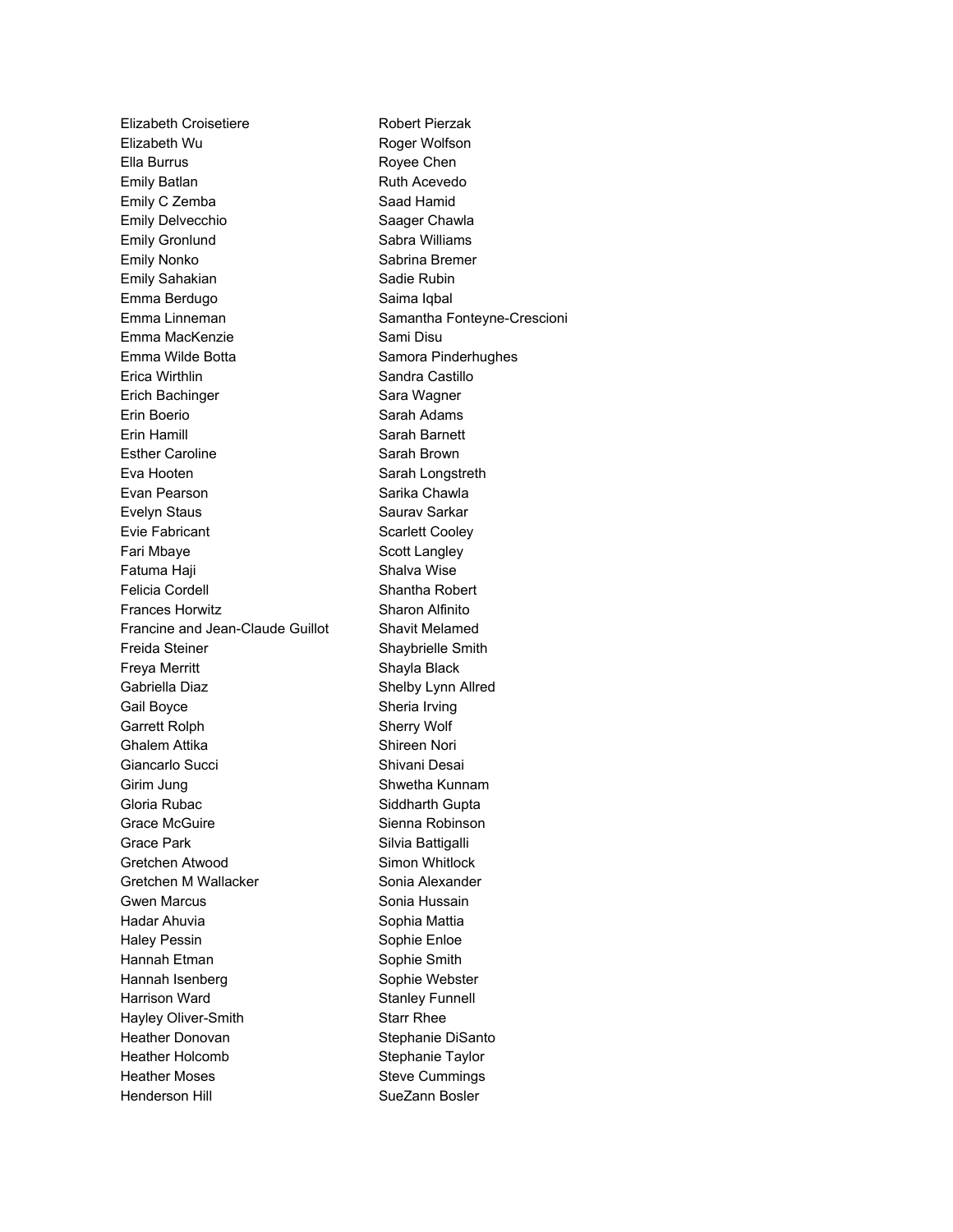Elizabeth Croisetiere
Elizabeth Wu
Ella Burrus
Emily Batlan
Emily C Zemba
Emily Delvecchio
Emily Gronlund
Emily Nonko
Emily Sahakian
Emma Berdugo
Emma Linneman
Emma MacKenzie
Emma Wilde Botta
Erica Wirthlin
Erich Bachinger
Erin Boerio
Erin Hamill
Esther Caroline
Eva Hooten
Evan Pearson
Evelyn Staus
Evie Fabricant
Fari Mbaye
Fatuma Haji
Felicia Cordell
Frances Horwitz
Francine and Jean-Claude Guillot
Freida Steiner
Freya Merritt
Gabriella Diaz
Gail Boyce
Garrett Rolph
Ghalem Attika
Giancarlo Succi
Girim Jung
Gloria Rubac
Grace McGuire
Grace Park
Gretchen Atwood
Gretchen M Wallacker
Gwen Marcus
Hadar Ahuvia
Haley Pessin
Hannah Etman
Hannah Isenberg
Harrison Ward
Hayley Oliver-Smith
Heather Donovan
Heather Holcomb
Heather Moses
Henderson Hill

Robert Pierzak
Roger Wolfson
Royee Chen
Ruth Acevedo
Saad Hamid
Saager Chawla
Sabra Williams
Sabrina Bremer
Sadie Rubin
Saima Iqbal
Samantha Fonteyne-Crescioni
Sami Disu
Samora Pinderhughes
Sandra Castillo
Sara Wagner
Sarah Adams
Sarah Barnett
Sarah Brown
Sarah Longstreth
Sarika Chawla
Saurav Sarkar
Scarlett Cooley
Scott Langley
Shalva Wise
Shantha Robert
Sharon Alfinito
Shavit Melamed
Shaybrielle Smith
Shayla Black
Shelby Lynn Allred
Sheria Irving
Sherry Wolf
Shireen Nori
Shivani Desai
Shwetha Kunnam
Siddharth Gupta
Sienna Robinson
Silvia Battigalli
Simon Whitlock
Sonia Alexander
Sonia Hussain
Sophia Mattia
Sophie Enloe
Sophie Smith
Sophie Webster
Stanley Funnell
Starr Rhee
Stephanie DiSanto
Stephanie Taylor
Steve Cummings
SueZann Bosler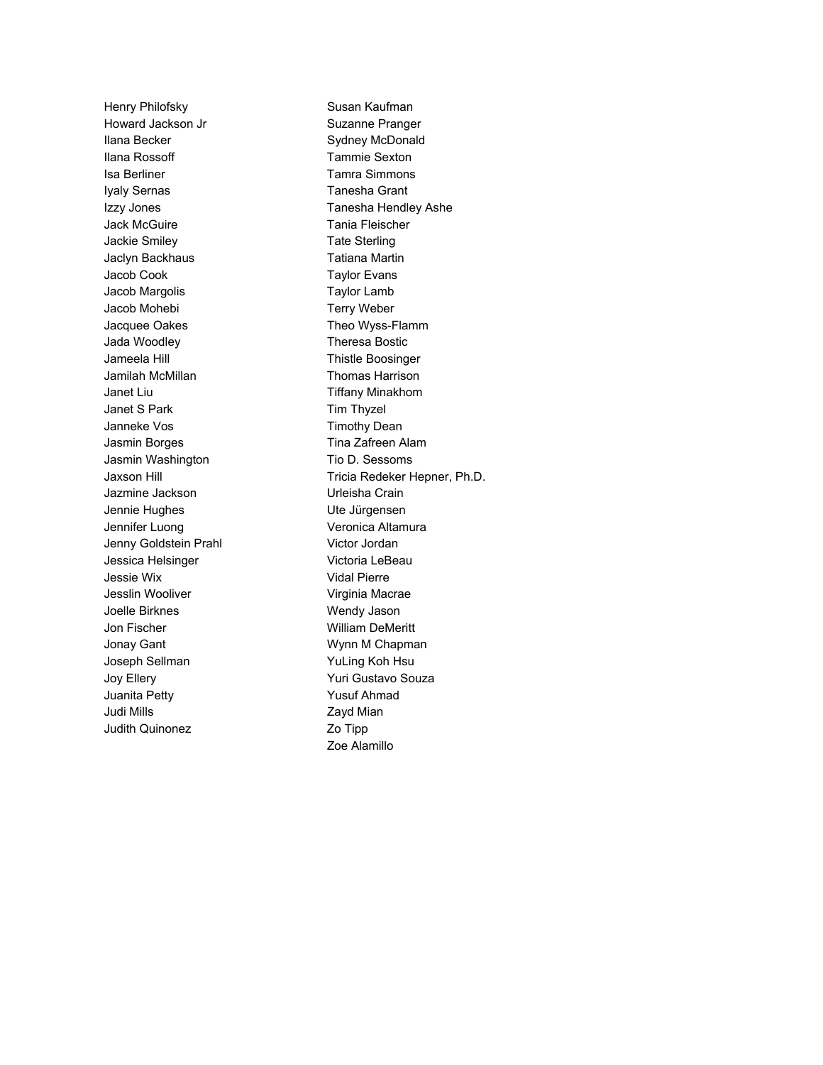Henry Philofsky
Howard Jackson Jr
Ilana Becker
Ilana Rossoff
Isa Berliner
Iyaly Sernas
Izzy Jones
Jack McGuire
Jackie Smiley
Jaclyn Backhaus
Jacob Cook
Jacob Margolis
Jacob Mohebi
Jacquee Oakes
Jada Woodley
Jameela Hill
Jamilah McMillan
Janet Liu
Janet S Park
Janneke Vos
Jasmin Borges
Jasmin Washington
Jaxson Hill
Jazmine Jackson
Jennie Hughes
Jennifer Luong
Jenny Goldstein Prahl
Jessica Helsinger
Jessie Wix
Jesslin Wooliver
Joelle Birknes
Jon Fischer
Jonay Gant
Joseph Sellman
Joy Ellery
Juanita Petty
Judi Mills
Judith Quinonez
Susan Kaufman
Suzanne Pranger
Sydney McDonald
Tammie Sexton
Tamra Simmons
Tanesha Grant
Tanesha Hendley Ashe
Tania Fleischer
Tate Sterling
Tatiana Martin
Taylor Evans
Taylor Lamb
Terry Weber
Theo Wyss-Flamm
Theresa Bostic
Thistle Boosinger
Thomas Harrison
Tiffany Minakhom
Tim Thyzel
Timothy Dean
Tina Zafreen Alam
Tio D. Sessoms
Tricia Redeker Hepner, Ph.D.
Urleisha Crain
Ute Jürgensen
Veronica Altamura
Victor Jordan
Victoria LeBeau
Vidal Pierre
Virginia Macrae
Wendy Jason
William DeMeritt
Wynn M Chapman
YuLing Koh Hsu
Yuri Gustavo Souza
Yusuf Ahmad
Zayd Mian
Zo Tipp
Zoe Alamillo